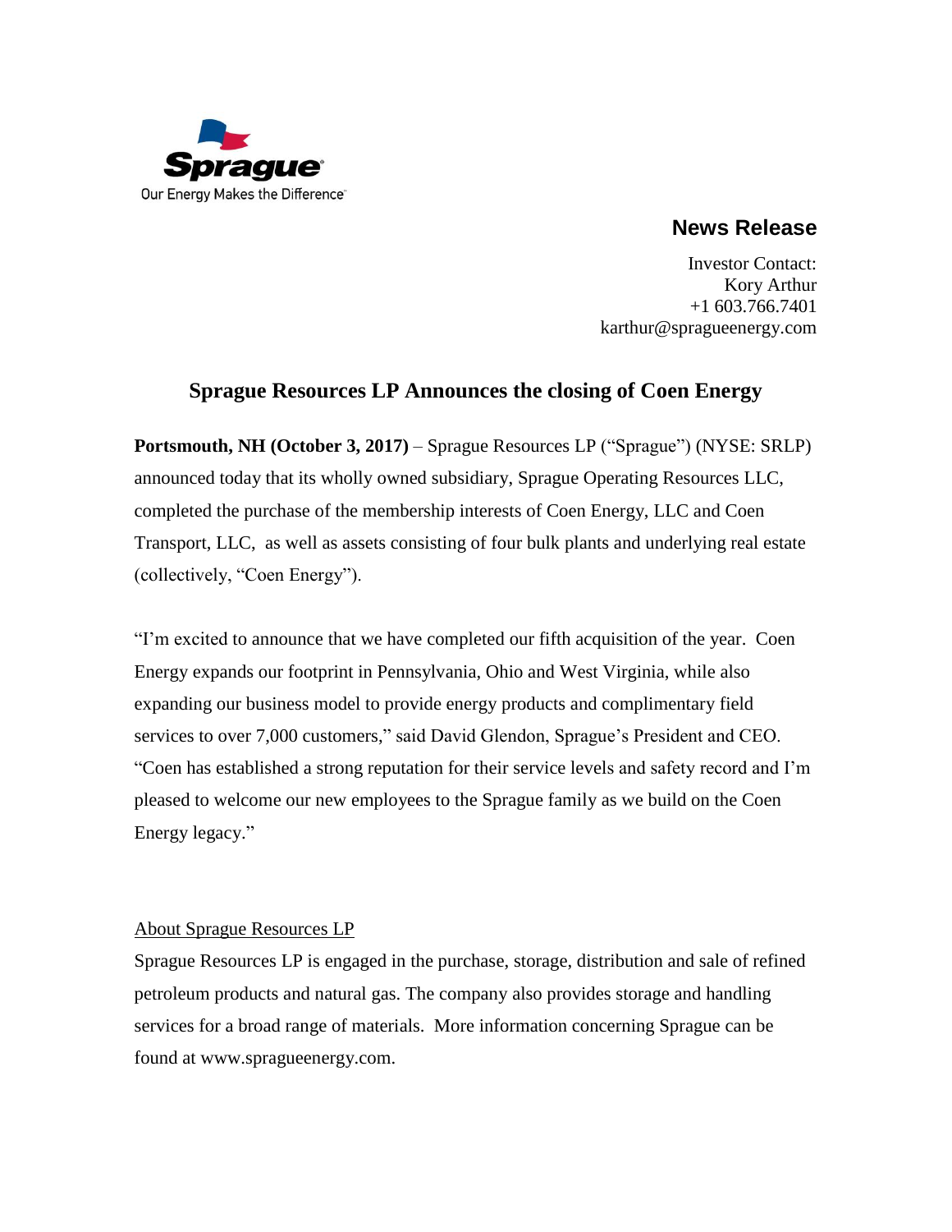Sprague

Our Energy Makes the Difference

## News Release

Investor Contact:
Kory Arthur
+1 603.766.7401
karthur@spragueenergy.com

# Sprague Resources LP Announces the closing of Coen Energy

**Portsmouth, NH (October 3, 2017)** – Sprague Resources LP ("Sprague") (NYSE: SRLP) announced today that its wholly owned subsidiary, Sprague Operating Resources LLC, completed the purchase of the membership interests of Coen Energy, LLC and Coen Transport, LLC, as well as assets consisting of four bulk plants and underlying real estate (collectively, "Coen Energy").

"I'm excited to announce that we have completed our fifth acquisition of the year. Coen Energy expands our footprint in Pennsylvania, Ohio and West Virginia, while also expanding our business model to provide energy products and complimentary field services to over 7,000 customers," said David Glendon, Sprague's President and CEO. "Coen has established a strong reputation for their service levels and safety record and I'm pleased to welcome our new employees to the Sprague family as we build on the Coen Energy legacy."

About Sprague Resources LP

Sprague Resources LP is engaged in the purchase, storage, distribution and sale of refined petroleum products and natural gas. The company also provides storage and handling services for a broad range of materials. More information concerning Sprague can be found at www.spragueenergy.com.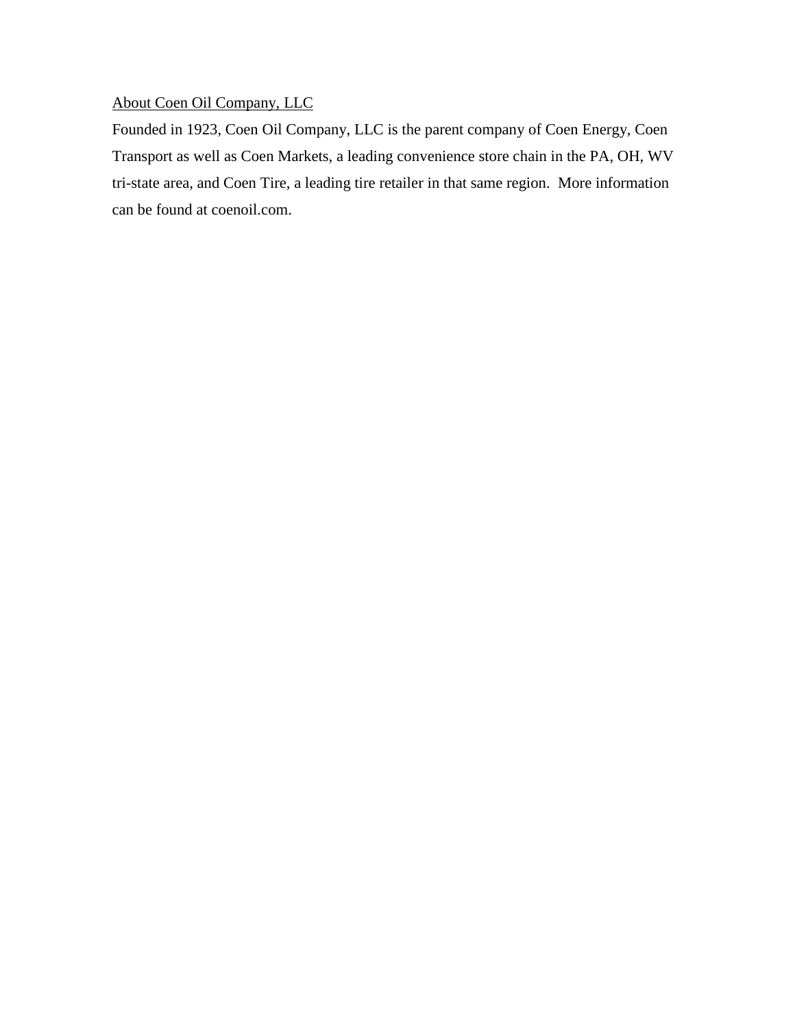About Coen Oil Company, LLC

Founded in 1923, Coen Oil Company, LLC is the parent company of Coen Energy, Coen Transport as well as Coen Markets, a leading convenience store chain in the PA, OH, WV tri-state area, and Coen Tire, a leading tire retailer in that same region. More information can be found at coenoil.com.